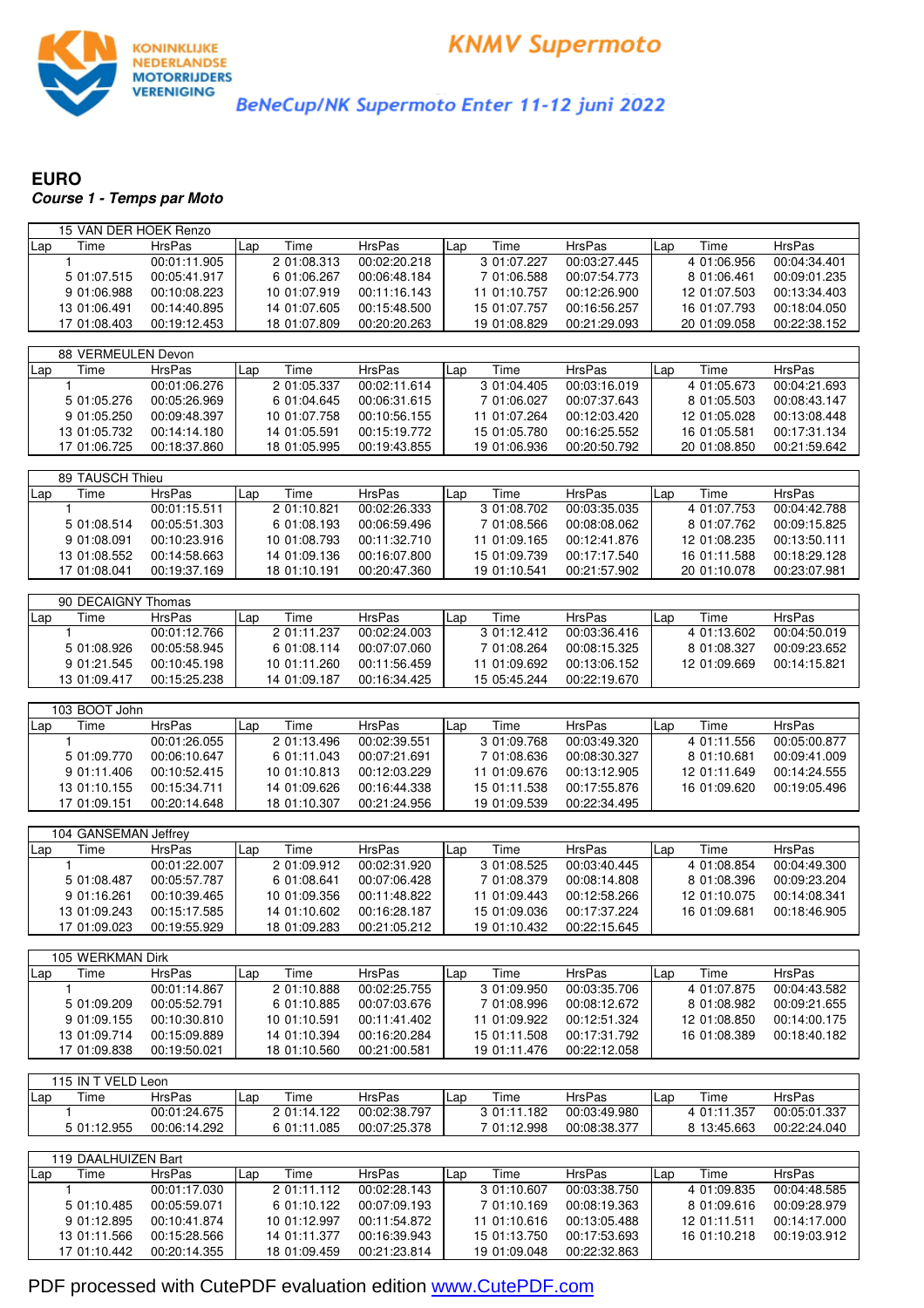KONINKLIJKE NEDERLANDSE MOTORRIJDERS VERENIGING

# KNMV Supermoto

## BeNeCup/NK Supermoto Enter 11-12 juni 2022

### EURO

***Course 1 - Temps par Moto***

**15 VAN DER HOEK Renzo**

| Lap | Time | HrsPas | Lap | Time | HrsPas | Lap | Time | HrsPas | Lap | Time | HrsPas |
|---|---|---|---|---|---|---|---|---|---|---|---|
| 1 | | 00:01:11.905 | 2 | 01:08.313 | 00:02:20.218 | 3 | 01:07.227 | 00:03:27.445 | 4 | 01:06.956 | 00:04:34.401 |
| 5 | 01:07.515 | 00:05:41.917 | 6 | 01:06.267 | 00:06:48.184 | 7 | 01:06.588 | 00:07:54.773 | 8 | 01:06.461 | 00:09:01.235 |
| 9 | 01:06.988 | 00:10:08.223 | 10 | 01:07.919 | 00:11:16.143 | 11 | 01:10.757 | 00:12:26.900 | 12 | 01:07.503 | 00:13:34.403 |
| 13 | 01:06.491 | 00:14:40.895 | 14 | 01:07.605 | 00:15:48.500 | 15 | 01:07.757 | 00:16:56.257 | 16 | 01:07.793 | 00:18:04.050 |
| 17 | 01:08.403 | 00:19:12.453 | 18 | 01:07.809 | 00:20:20.263 | 19 | 01:08.829 | 00:21:29.093 | 20 | 01:09.058 | 00:22:38.152 |

**88 VERMEULEN Devon**

| Lap | Time | HrsPas | Lap | Time | HrsPas | Lap | Time | HrsPas | Lap | Time | HrsPas |
|---|---|---|---|---|---|---|---|---|---|---|---|
| 1 | | 00:01:06.276 | 2 | 01:05.337 | 00:02:11.614 | 3 | 01:04.405 | 00:03:16.019 | 4 | 01:05.673 | 00:04:21.693 |
| 5 | 01:05.276 | 00:05:26.969 | 6 | 01:04.645 | 00:06:31.615 | 7 | 01:06.027 | 00:07:37.643 | 8 | 01:05.503 | 00:08:43.147 |
| 9 | 01:05.250 | 00:09:48.397 | 10 | 01:07.758 | 00:10:56.155 | 11 | 01:07.264 | 00:12:03.420 | 12 | 01:05.028 | 00:13:08.448 |
| 13 | 01:05.732 | 00:14:14.180 | 14 | 01:05.591 | 00:15:19.772 | 15 | 01:05.780 | 00:16:25.552 | 16 | 01:05.581 | 00:17:31.134 |
| 17 | 01:06.725 | 00:18:37.860 | 18 | 01:05.995 | 00:19:43.855 | 19 | 01:06.936 | 00:20:50.792 | 20 | 01:08.850 | 00:21:59.642 |

**89 TAUSCH Thieu**

| Lap | Time | HrsPas | Lap | Time | HrsPas | Lap | Time | HrsPas | Lap | Time | HrsPas |
|---|---|---|---|---|---|---|---|---|---|---|---|
| 1 | | 00:01:15.511 | 2 | 01:10.821 | 00:02:26.333 | 3 | 01:08.702 | 00:03:35.035 | 4 | 01:07.753 | 00:04:42.788 |
| 5 | 01:08.514 | 00:05:51.303 | 6 | 01:08.193 | 00:06:59.496 | 7 | 01:08.566 | 00:08:08.062 | 8 | 01:07.762 | 00:09:15.825 |
| 9 | 01:08.091 | 00:10:23.916 | 10 | 01:08.793 | 00:11:32.710 | 11 | 01:09.165 | 00:12:41.876 | 12 | 01:08.235 | 00:13:50.111 |
| 13 | 01:08.552 | 00:14:58.663 | 14 | 01:09.136 | 00:16:07.800 | 15 | 01:09.739 | 00:17:17.540 | 16 | 01:11.588 | 00:18:29.128 |
| 17 | 01:08.041 | 00:19:37.169 | 18 | 01:10.191 | 00:20:47.360 | 19 | 01:10.541 | 00:21:57.902 | 20 | 01:10.078 | 00:23:07.981 |

**90 DECAIGNY Thomas**

| Lap | Time | HrsPas | Lap | Time | HrsPas | Lap | Time | HrsPas | Lap | Time | HrsPas |
|---|---|---|---|---|---|---|---|---|---|---|---|
| 1 | | 00:01:12.766 | 2 | 01:11.237 | 00:02:24.003 | 3 | 01:12.412 | 00:03:36.416 | 4 | 01:13.602 | 00:04:50.019 |
| 5 | 01:08.926 | 00:05:58.945 | 6 | 01:08.114 | 00:07:07.060 | 7 | 01:08.264 | 00:08:15.325 | 8 | 01:08.327 | 00:09:23.652 |
| 9 | 01:21.545 | 00:10:45.198 | 10 | 01:11.260 | 00:11:56.459 | 11 | 01:09.692 | 00:13:06.152 | 12 | 01:09.669 | 00:14:15.821 |
| 13 | 01:09.417 | 00:15:25.238 | 14 | 01:09.187 | 00:16:34.425 | 15 | 05:45.244 | 00:22:19.670 | | | |

**103 BOOT John**

| Lap | Time | HrsPas | Lap | Time | HrsPas | Lap | Time | HrsPas | Lap | Time | HrsPas |
|---|---|---|---|---|---|---|---|---|---|---|---|
| 1 | | 00:01:26.055 | 2 | 01:13.496 | 00:02:39.551 | 3 | 01:09.768 | 00:03:49.320 | 4 | 01:11.556 | 00:05:00.877 |
| 5 | 01:09.770 | 00:06:10.647 | 6 | 01:11.043 | 00:07:21.691 | 7 | 01:08.636 | 00:08:30.327 | 8 | 01:10.681 | 00:09:41.009 |
| 9 | 01:11.406 | 00:10:52.415 | 10 | 01:10.813 | 00:12:03.229 | 11 | 01:09.676 | 00:13:12.905 | 12 | 01:11.649 | 00:14:24.555 |
| 13 | 01:10.155 | 00:15:34.711 | 14 | 01:09.626 | 00:16:44.338 | 15 | 01:11.538 | 00:17:55.876 | 16 | 01:09.620 | 00:19:05.496 |
| 17 | 01:09.151 | 00:20:14.648 | 18 | 01:10.307 | 00:21:24.956 | 19 | 01:09.539 | 00:22:34.495 | | | |

**104 GANSEMAN Jeffrey**

| Lap | Time | HrsPas | Lap | Time | HrsPas | Lap | Time | HrsPas | Lap | Time | HrsPas |
|---|---|---|---|---|---|---|---|---|---|---|---|
| 1 | | 00:01:22.007 | 2 | 01:09.912 | 00:02:31.920 | 3 | 01:08.525 | 00:03:40.445 | 4 | 01:08.854 | 00:04:49.300 |
| 5 | 01:08.487 | 00:05:57.787 | 6 | 01:08.641 | 00:07:06.428 | 7 | 01:08.379 | 00:08:14.808 | 8 | 01:08.396 | 00:09:23.204 |
| 9 | 01:16.261 | 00:10:39.465 | 10 | 01:09.356 | 00:11:48.822 | 11 | 01:09.443 | 00:12:58.266 | 12 | 01:10.075 | 00:14:08.341 |
| 13 | 01:09.243 | 00:15:17.585 | 14 | 01:10.602 | 00:16:28.187 | 15 | 01:09.036 | 00:17:37.224 | 16 | 01:09.681 | 00:18:46.905 |
| 17 | 01:09.023 | 00:19:55.929 | 18 | 01:09.283 | 00:21:05.212 | 19 | 01:10.432 | 00:22:15.645 | | | |

**105 WERKMAN Dirk**

| Lap | Time | HrsPas | Lap | Time | HrsPas | Lap | Time | HrsPas | Lap | Time | HrsPas |
|---|---|---|---|---|---|---|---|---|---|---|---|
| 1 | | 00:01:14.867 | 2 | 01:10.888 | 00:02:25.755 | 3 | 01:09.950 | 00:03:35.706 | 4 | 01:07.875 | 00:04:43.582 |
| 5 | 01:09.209 | 00:05:52.791 | 6 | 01:10.885 | 00:07:03.676 | 7 | 01:08.996 | 00:08:12.672 | 8 | 01:08.982 | 00:09:21.655 |
| 9 | 01:09.155 | 00:10:30.810 | 10 | 01:10.591 | 00:11:41.402 | 11 | 01:09.922 | 00:12:51.324 | 12 | 01:08.850 | 00:14:00.175 |
| 13 | 01:09.714 | 00:15:09.889 | 14 | 01:10.394 | 00:16:20.284 | 15 | 01:11.508 | 00:17:31.792 | 16 | 01:08.389 | 00:18:40.182 |
| 17 | 01:09.838 | 00:19:50.021 | 18 | 01:10.560 | 00:21:00.581 | 19 | 01:11.476 | 00:22:12.058 | | | |

**115 IN T VELD Leon**

| Lap | Time | HrsPas | Lap | Time | HrsPas | Lap | Time | HrsPas | Lap | Time | HrsPas |
|---|---|---|---|---|---|---|---|---|---|---|---|
| 1 | | 00:01:24.675 | 2 | 01:14.122 | 00:02:38.797 | 3 | 01:11.182 | 00:03:49.980 | 4 | 01:11.357 | 00:05:01.337 |
| 5 | 01:12.955 | 00:06:14.292 | 6 | 01:11.085 | 00:07:25.378 | 7 | 01:12.998 | 00:08:38.377 | 8 | 13:45.663 | 00:22:24.040 |

**119 DAALHUIZEN Bart**

| Lap | Time | HrsPas | Lap | Time | HrsPas | Lap | Time | HrsPas | Lap | Time | HrsPas |
|---|---|---|---|---|---|---|---|---|---|---|---|
| 1 | | 00:01:17.030 | 2 | 01:11.112 | 00:02:28.143 | 3 | 01:10.607 | 00:03:38.750 | 4 | 01:09.835 | 00:04:48.585 |
| 5 | 01:10.485 | 00:05:59.071 | 6 | 01:10.122 | 00:07:09.193 | 7 | 01:10.169 | 00:08:19.363 | 8 | 01:09.616 | 00:09:28.979 |
| 9 | 01:12.895 | 00:10:41.874 | 10 | 01:12.997 | 00:11:54.872 | 11 | 01:10.616 | 00:13:05.488 | 12 | 01:11.511 | 00:14:17.000 |
| 13 | 01:11.566 | 00:15:28.566 | 14 | 01:11.377 | 00:16:39.943 | 15 | 01:13.750 | 00:17:53.693 | 16 | 01:10.218 | 00:19:03.912 |
| 17 | 01:10.442 | 00:20:14.355 | 18 | 01:09.459 | 00:21:23.814 | 19 | 01:09.048 | 00:22:32.863 | | | |

PDF processed with CutePDF evaluation edition www.CutePDF.com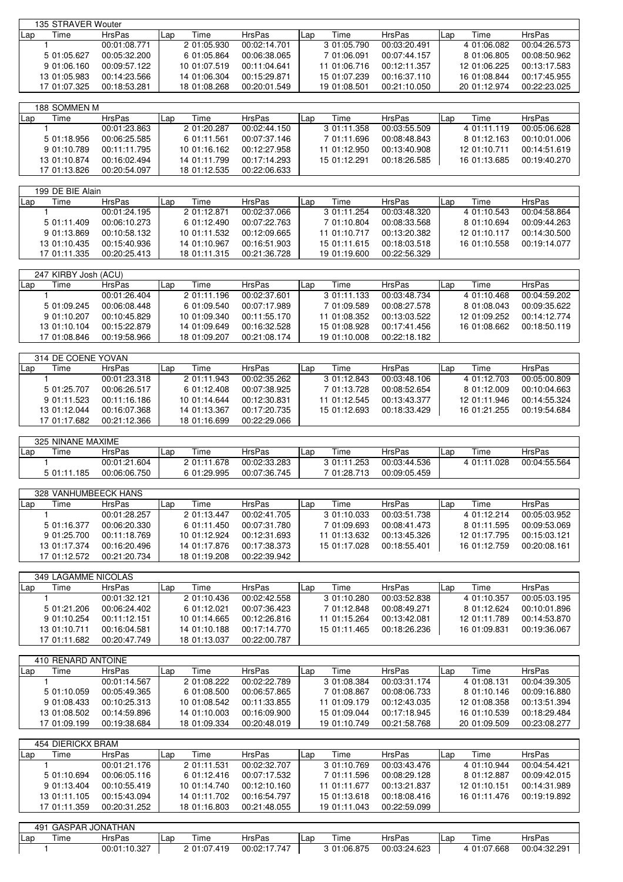| 135 STRAVER Wouter | | | | | | | | | | | |
|---|---|---|---|---|---|---|---|---|---|---|---|
| Lap | Time | HrsPas | Lap | Time | HrsPas | Lap | Time | HrsPas | Lap | Time | HrsPas |
| 1 | | 00:01:08.771 | 2 | 01:05.930 | 00:02:14.701 | 3 | 01:05.790 | 00:03:20.491 | 4 | 01:06.082 | 00:04:26.573 |
| 5 | 01:05.627 | 00:05:32.200 | 6 | 01:05.864 | 00:06:38.065 | 7 | 01:06.091 | 00:07:44.157 | 8 | 01:06.805 | 00:08:50.962 |
| 9 | 01:06.160 | 00:09:57.122 | 10 | 01:07.519 | 00:11:04.641 | 11 | 01:06.716 | 00:12:11.357 | 12 | 01:06.225 | 00:13:17.583 |
| 13 | 01:05.983 | 00:14:23.566 | 14 | 01:06.304 | 00:15:29.871 | 15 | 01:07.239 | 00:16:37.110 | 16 | 01:08.844 | 00:17:45.955 |
| 17 | 01:07.325 | 00:18:53.281 | 18 | 01:08.268 | 00:20:01.549 | 19 | 01:08.501 | 00:21:10.050 | 20 | 01:12.974 | 00:22:23.025 |

| 188 SOMMEN M | | | | | | | | | | | |
|---|---|---|---|---|---|---|---|---|---|---|---|
| Lap | Time | HrsPas | Lap | Time | HrsPas | Lap | Time | HrsPas | Lap | Time | HrsPas |
| 1 | | 00:01:23.863 | 2 | 01:20.287 | 00:02:44.150 | 3 | 01:11.358 | 00:03:55.509 | 4 | 01:11.119 | 00:05:06.628 |
| 5 | 01:18.956 | 00:06:25.585 | 6 | 01:11.561 | 00:07:37.146 | 7 | 01:11.696 | 00:08:48.843 | 8 | 01:12.163 | 00:10:01.006 |
| 9 | 01:10.789 | 00:11:11.795 | 10 | 01:16.162 | 00:12:27.958 | 11 | 01:12.950 | 00:13:40.908 | 12 | 01:10.711 | 00:14:51.619 |
| 13 | 01:10.874 | 00:16:02.494 | 14 | 01:11.799 | 00:17:14.293 | 15 | 01:12.291 | 00:18:26.585 | 16 | 01:13.685 | 00:19:40.270 |
| 17 | 01:13.826 | 00:20:54.097 | 18 | 01:12.535 | 00:22:06.633 | | | | | | |

| 199 DE BIE Alain | | | | | | | | | | | |
|---|---|---|---|---|---|---|---|---|---|---|---|
| Lap | Time | HrsPas | Lap | Time | HrsPas | Lap | Time | HrsPas | Lap | Time | HrsPas |
| 1 | | 00:01:24.195 | 2 | 01:12.871 | 00:02:37.066 | 3 | 01:11.254 | 00:03:48.320 | 4 | 01:10.543 | 00:04:58.864 |
| 5 | 01:11.409 | 00:06:10.273 | 6 | 01:12.490 | 00:07:22.763 | 7 | 01:10.804 | 00:08:33.568 | 8 | 01:10.694 | 00:09:44.263 |
| 9 | 01:13.869 | 00:10:58.132 | 10 | 01:11.532 | 00:12:09.665 | 11 | 01:10.717 | 00:13:20.382 | 12 | 01:10.117 | 00:14:30.500 |
| 13 | 01:10.435 | 00:15:40.936 | 14 | 01:10.967 | 00:16:51.903 | 15 | 01:11.615 | 00:18:03.518 | 16 | 01:10.558 | 00:19:14.077 |
| 17 | 01:11.335 | 00:20:25.413 | 18 | 01:11.315 | 00:21:36.728 | 19 | 01:19.600 | 00:22:56.329 | | | |

| 247 KIRBY Josh (ACU) | | | | | | | | | | | |
|---|---|---|---|---|---|---|---|---|---|---|---|
| Lap | Time | HrsPas | Lap | Time | HrsPas | Lap | Time | HrsPas | Lap | Time | HrsPas |
| 1 | | 00:01:26.404 | 2 | 01:11.196 | 00:02:37.601 | 3 | 01:11.133 | 00:03:48.734 | 4 | 01:10.468 | 00:04:59.202 |
| 5 | 01:09.245 | 00:06:08.448 | 6 | 01:09.540 | 00:07:17.989 | 7 | 01:09.589 | 00:08:27.578 | 8 | 01:08.043 | 00:09:35.622 |
| 9 | 01:10.207 | 00:10:45.829 | 10 | 01:09.340 | 00:11:55.170 | 11 | 01:08.352 | 00:13:03.522 | 12 | 01:09.252 | 00:14:12.774 |
| 13 | 01:10.104 | 00:15:22.879 | 14 | 01:09.649 | 00:16:32.528 | 15 | 01:08.928 | 00:17:41.456 | 16 | 01:08.662 | 00:18:50.119 |
| 17 | 01:08.846 | 00:19:58.966 | 18 | 01:09.207 | 00:21:08.174 | 19 | 01:10.008 | 00:22:18.182 | | | |

| 314 DE COENE YOVAN | | | | | | | | | | | |
|---|---|---|---|---|---|---|---|---|---|---|---|
| Lap | Time | HrsPas | Lap | Time | HrsPas | Lap | Time | HrsPas | Lap | Time | HrsPas |
| 1 | | 00:01:23.318 | 2 | 01:11.943 | 00:02:35.262 | 3 | 01:12.843 | 00:03:48.106 | 4 | 01:12.703 | 00:05:00.809 |
| 5 | 01:25.707 | 00:06:26.517 | 6 | 01:12.408 | 00:07:38.925 | 7 | 01:13.728 | 00:08:52.654 | 8 | 01:12.009 | 00:10:04.663 |
| 9 | 01:11.523 | 00:11:16.186 | 10 | 01:14.644 | 00:12:30.831 | 11 | 01:12.545 | 00:13:43.377 | 12 | 01:11.946 | 00:14:55.324 |
| 13 | 01:12.044 | 00:16:07.368 | 14 | 01:13.367 | 00:17:20.735 | 15 | 01:12.693 | 00:18:33.429 | 16 | 01:21.255 | 00:19:54.684 |
| 17 | 01:17.682 | 00:21:12.366 | 18 | 01:16.699 | 00:22:29.066 | | | | | | |

| 325 NINANE MAXIME | | | | | | | | | | | |
|---|---|---|---|---|---|---|---|---|---|---|---|
| Lap | Time | HrsPas | Lap | Time | HrsPas | Lap | Time | HrsPas | Lap | Time | HrsPas |
| 1 | | 00:01:21.604 | 2 | 01:11.678 | 00:02:33.283 | 3 | 01:11.253 | 00:03:44.536 | 4 | 01:11.028 | 00:04:55.564 |
| 5 | 01:11.185 | 00:06:06.750 | 6 | 01:29.995 | 00:07:36.745 | 7 | 01:28.713 | 00:09:05.459 | | | |

| 328 VANHUMBEECK HANS | | | | | | | | | | | |
|---|---|---|---|---|---|---|---|---|---|---|---|
| Lap | Time | HrsPas | Lap | Time | HrsPas | Lap | Time | HrsPas | Lap | Time | HrsPas |
| 1 | | 00:01:28.257 | 2 | 01:13.447 | 00:02:41.705 | 3 | 01:10.033 | 00:03:51.738 | 4 | 01:12.214 | 00:05:03.952 |
| 5 | 01:16.377 | 00:06:20.330 | 6 | 01:11.450 | 00:07:31.780 | 7 | 01:09.693 | 00:08:41.473 | 8 | 01:11.595 | 00:09:53.069 |
| 9 | 01:25.700 | 00:11:18.769 | 10 | 01:12.924 | 00:12:31.693 | 11 | 01:13.632 | 00:13:45.326 | 12 | 01:17.795 | 00:15:03.121 |
| 13 | 01:17.374 | 00:16:20.496 | 14 | 01:17.876 | 00:17:38.373 | 15 | 01:17.028 | 00:18:55.401 | 16 | 01:12.759 | 00:20:08.161 |
| 17 | 01:12.572 | 00:21:20.734 | 18 | 01:19.208 | 00:22:39.942 | | | | | | |

| 349 LAGAMME NICOLAS | | | | | | | | | | | |
|---|---|---|---|---|---|---|---|---|---|---|---|
| Lap | Time | HrsPas | Lap | Time | HrsPas | Lap | Time | HrsPas | Lap | Time | HrsPas |
| 1 | | 00:01:32.121 | 2 | 01:10.436 | 00:02:42.558 | 3 | 01:10.280 | 00:03:52.838 | 4 | 01:10.357 | 00:05:03.195 |
| 5 | 01:21.206 | 00:06:24.402 | 6 | 01:12.021 | 00:07:36.423 | 7 | 01:12.848 | 00:08:49.271 | 8 | 01:12.624 | 00:10:01.896 |
| 9 | 01:10.254 | 00:11:12.151 | 10 | 01:14.665 | 00:12:26.816 | 11 | 01:15.264 | 00:13:42.081 | 12 | 01:11.789 | 00:14:53.870 |
| 13 | 01:10.711 | 00:16:04.581 | 14 | 01:10.188 | 00:17:14.770 | 15 | 01:11.465 | 00:18:26.236 | 16 | 01:09.831 | 00:19:36.067 |
| 17 | 01:11.682 | 00:20:47.749 | 18 | 01:13.037 | 00:22:00.787 | | | | | | |

| 410 RENARD ANTOINE | | | | | | | | | | | |
|---|---|---|---|---|---|---|---|---|---|---|---|
| Lap | Time | HrsPas | Lap | Time | HrsPas | Lap | Time | HrsPas | Lap | Time | HrsPas |
| 1 | | 00:01:14.567 | 2 | 01:08.222 | 00:02:22.789 | 3 | 01:08.384 | 00:03:31.174 | 4 | 01:08.131 | 00:04:39.305 |
| 5 | 01:10.059 | 00:05:49.365 | 6 | 01:08.500 | 00:06:57.865 | 7 | 01:08.867 | 00:08:06.733 | 8 | 01:10.146 | 00:09:16.880 |
| 9 | 01:08.433 | 00:10:25.313 | 10 | 01:08.542 | 00:11:33.855 | 11 | 01:09.179 | 00:12:43.035 | 12 | 01:08.358 | 00:13:51.394 |
| 13 | 01:08.502 | 00:14:59.896 | 14 | 01:10.003 | 00:16:09.900 | 15 | 01:09.044 | 00:17:18.945 | 16 | 01:10.539 | 00:18:29.484 |
| 17 | 01:09.199 | 00:19:38.684 | 18 | 01:09.334 | 00:20:48.019 | 19 | 01:10.749 | 00:21:58.768 | 20 | 01:09.509 | 00:23:08.277 |

| 454 DIERICKX BRAM | | | | | | | | | | | |
|---|---|---|---|---|---|---|---|---|---|---|---|
| Lap | Time | HrsPas | Lap | Time | HrsPas | Lap | Time | HrsPas | Lap | Time | HrsPas |
| 1 | | 00:01:21.176 | 2 | 01:11.531 | 00:02:32.707 | 3 | 01:10.769 | 00:03:43.476 | 4 | 01:10.944 | 00:04:54.421 |
| 5 | 01:10.694 | 00:06:05.116 | 6 | 01:12.416 | 00:07:17.532 | 7 | 01:11.596 | 00:08:29.128 | 8 | 01:12.887 | 00:09:42.015 |
| 9 | 01:13.404 | 00:10:55.419 | 10 | 01:14.740 | 00:12:10.160 | 11 | 01:11.677 | 00:13:21.837 | 12 | 01:10.151 | 00:14:31.989 |
| 13 | 01:11.105 | 00:15:43.094 | 14 | 01:11.702 | 00:16:54.797 | 15 | 01:13.618 | 00:18:08.416 | 16 | 01:11.476 | 00:19:19.892 |
| 17 | 01:11.359 | 00:20:31.252 | 18 | 01:16.803 | 00:21:48.055 | 19 | 01:11.043 | 00:22:59.099 | | | |

| 491 GASPAR JONATHAN | | | | | | | | | | | |
|---|---|---|---|---|---|---|---|---|---|---|---|
| Lap | Time | HrsPas | Lap | Time | HrsPas | Lap | Time | HrsPas | Lap | Time | HrsPas |
| 1 | | 00:01:10.327 | 2 | 01:07.419 | 00:02:17.747 | 3 | 01:06.875 | 00:03:24.623 | 4 | 01:07.668 | 00:04:32.291 |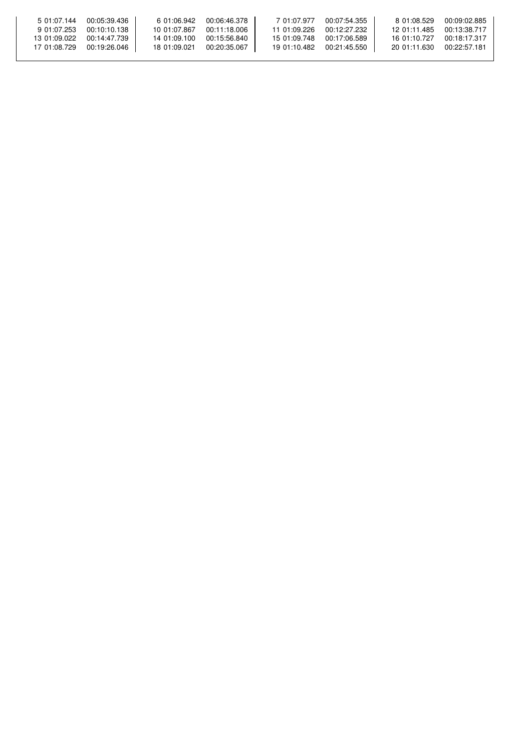| | | | | | | | | | | |
|---|---|---|---|---|---|---|---|---|---|---|
| 5 | 01:07.144 | 00:05:39.436 | 6 | 01:06.942 | 00:06:46.378 | 7 | 01:07.977 | 00:07:54.355 | 8 | 01:08.529 | 00:09:02.885 |
| 9 | 01:07.253 | 00:10:10.138 | 10 | 01:07.867 | 00:11:18.006 | 11 | 01:09.226 | 00:12:27.232 | 12 | 01:11.485 | 00:13:38.717 |
| 13 | 01:09.022 | 00:14:47.739 | 14 | 01:09.100 | 00:15:56.840 | 15 | 01:09.748 | 00:17:06.589 | 16 | 01:10.727 | 00:18:17.317 |
| 17 | 01:08.729 | 00:19:26.046 | 18 | 01:09.021 | 00:20:35.067 | 19 | 01:10.482 | 00:21:45.550 | 20 | 01:11.630 | 00:22:57.181 |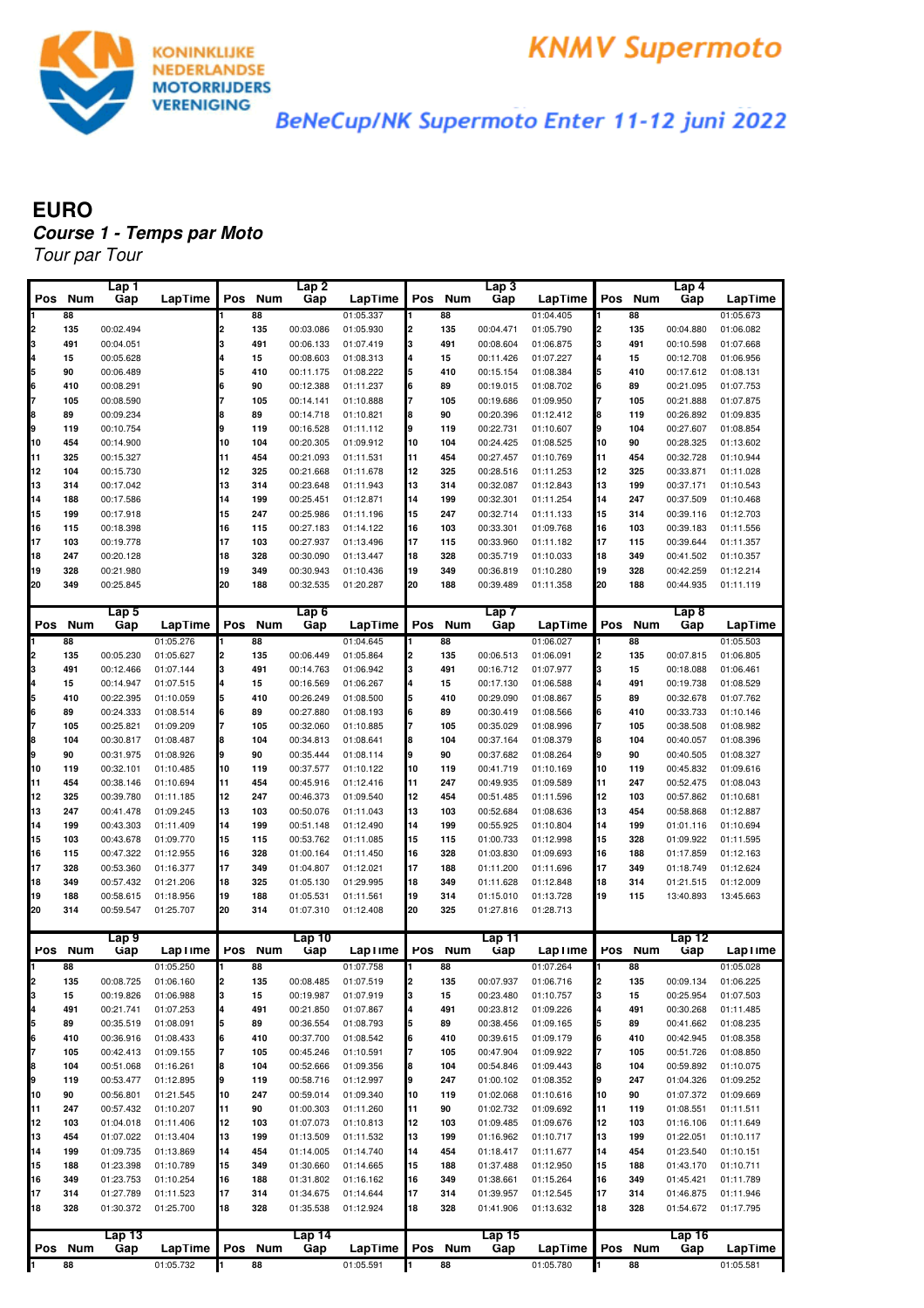KONINKLIJKE NEDERLANDSE MOTORRIJDERS VERENIGING

**KNMV Supermoto**

*BeNeCup/NK Supermoto Enter 11-12 juni 2022*

# EURO

## *Course 1 - Temps par Moto*

*Tour par Tour*

| Pos | Num | Lap 1 Gap | LapTime | Pos | Num | Lap 2 Gap | LapTime | Pos | Num | Lap 3 Gap | LapTime | Pos | Num | Lap 4 Gap | LapTime |
|---|---|---|---|---|---|---|---|---|---|---|---|---|---|---|---|
| 1 | 88 | | | 1 | 88 | | 01:05.337 | 1 | 88 | | 01:04.405 | 1 | 88 | | 01:05.673 |
| 2 | 135 | 00:02.494 | | 2 | 135 | 00:03.086 | 01:05.930 | 2 | 135 | 00:04.471 | 01:05.790 | 2 | 135 | 00:04.880 | 01:06.082 |
| 3 | 491 | 00:04.051 | | 3 | 491 | 00:06.133 | 01:07.419 | 3 | 491 | 00:08.604 | 01:06.875 | 3 | 491 | 00:10.598 | 01:07.668 |
| 4 | 15 | 00:05.628 | | 4 | 15 | 00:08.603 | 01:08.313 | 4 | 15 | 00:11.426 | 01:07.227 | 4 | 15 | 00:12.708 | 01:06.956 |
| 5 | 90 | 00:06.489 | | 5 | 410 | 00:11.175 | 01:08.222 | 5 | 410 | 00:15.154 | 01:08.384 | 5 | 410 | 00:17.612 | 01:08.131 |
| 6 | 410 | 00:08.291 | | 6 | 90 | 00:12.388 | 01:11.237 | 6 | 89 | 00:19.015 | 01:08.702 | 6 | 89 | 00:21.095 | 01:07.753 |
| 7 | 105 | 00:08.590 | | 7 | 105 | 00:14.141 | 01:10.888 | 7 | 105 | 00:19.686 | 01:09.950 | 7 | 105 | 00:21.888 | 01:07.875 |
| 8 | 89 | 00:09.234 | | 8 | 89 | 00:14.718 | 01:10.821 | 8 | 90 | 00:20.396 | 01:12.412 | 8 | 119 | 00:26.892 | 01:09.835 |
| 9 | 119 | 00:10.754 | | 9 | 119 | 00:16.528 | 01:11.112 | 9 | 119 | 00:22.731 | 01:10.607 | 9 | 104 | 00:27.607 | 01:08.854 |
| 10 | 454 | 00:14.900 | | 10 | 104 | 00:20.305 | 01:09.912 | 10 | 104 | 00:24.425 | 01:08.525 | 10 | 90 | 00:28.325 | 01:13.602 |
| 11 | 325 | 00:15.327 | | 11 | 454 | 00:21.093 | 01:11.531 | 11 | 454 | 00:27.457 | 01:10.769 | 11 | 454 | 00:32.728 | 01:10.944 |
| 12 | 104 | 00:15.730 | | 12 | 325 | 00:21.668 | 01:11.678 | 12 | 325 | 00:28.516 | 01:11.253 | 12 | 325 | 00:33.871 | 01:11.028 |
| 13 | 314 | 00:17.042 | | 13 | 314 | 00:23.648 | 01:11.943 | 13 | 314 | 00:32.087 | 01:12.843 | 13 | 199 | 00:37.171 | 01:10.543 |
| 14 | 188 | 00:17.586 | | 14 | 199 | 00:25.451 | 01:12.871 | 14 | 199 | 00:32.301 | 01:11.254 | 14 | 247 | 00:37.509 | 01:10.468 |
| 15 | 199 | 00:17.918 | | 15 | 247 | 00:25.986 | 01:11.196 | 15 | 247 | 00:32.714 | 01:11.133 | 15 | 314 | 00:39.116 | 01:12.703 |
| 16 | 115 | 00:18.398 | | 16 | 115 | 00:27.183 | 01:14.122 | 16 | 103 | 00:33.301 | 01:09.768 | 16 | 103 | 00:39.183 | 01:11.556 |
| 17 | 103 | 00:19.778 | | 17 | 103 | 00:27.937 | 01:13.496 | 17 | 115 | 00:33.960 | 01:11.182 | 17 | 115 | 00:39.644 | 01:11.357 |
| 18 | 247 | 00:20.128 | | 18 | 328 | 00:30.090 | 01:13.447 | 18 | 328 | 00:35.719 | 01:10.033 | 18 | 349 | 00:41.502 | 01:10.357 |
| 19 | 328 | 00:21.980 | | 19 | 349 | 00:30.943 | 01:10.436 | 19 | 349 | 00:36.819 | 01:10.280 | 19 | 328 | 00:42.259 | 01:12.214 |
| 20 | 349 | 00:25.845 | | 20 | 188 | 00:32.535 | 01:20.287 | 20 | 188 | 00:39.489 | 01:11.358 | 20 | 188 | 00:44.935 | 01:11.119 |

| Pos | Num | Lap 5 Gap | LapTime | Pos | Num | Lap 6 Gap | LapTime | Pos | Num | Lap 7 Gap | LapTime | Pos | Num | Lap 8 Gap | LapTime |
|---|---|---|---|---|---|---|---|---|---|---|---|---|---|---|---|
| 1 | 88 | | 01:05.276 | 1 | 88 | | 01:04.645 | 1 | 88 | | 01:06.027 | 1 | 88 | | 01:05.503 |
| 2 | 135 | 00:05.230 | 01:05.627 | 2 | 135 | 00:06.449 | 01:05.864 | 2 | 135 | 00:06.513 | 01:06.091 | 2 | 135 | 00:07.815 | 01:06.805 |
| 3 | 491 | 00:12.466 | 01:07.144 | 3 | 491 | 00:14.763 | 01:06.942 | 3 | 491 | 00:16.712 | 01:07.977 | 3 | 15 | 00:18.088 | 01:06.461 |
| 4 | 15 | 00:14.947 | 01:07.515 | 4 | 15 | 00:16.569 | 01:06.267 | 4 | 15 | 00:17.130 | 01:06.588 | 4 | 491 | 00:19.738 | 01:08.529 |
| 5 | 410 | 00:22.395 | 01:10.059 | 5 | 410 | 00:26.249 | 01:08.500 | 5 | 410 | 00:29.090 | 01:08.867 | 5 | 89 | 00:32.678 | 01:07.762 |
| 6 | 89 | 00:24.333 | 01:08.514 | 6 | 89 | 00:27.880 | 01:08.193 | 6 | 89 | 00:30.419 | 01:08.566 | 6 | 410 | 00:33.733 | 01:10.146 |
| 7 | 105 | 00:25.821 | 01:09.209 | 7 | 105 | 00:32.060 | 01:10.885 | 7 | 105 | 00:35.029 | 01:08.996 | 7 | 105 | 00:38.508 | 01:08.982 |
| 8 | 104 | 00:30.817 | 01:08.487 | 8 | 104 | 00:34.813 | 01:08.641 | 8 | 104 | 00:37.164 | 01:08.379 | 8 | 104 | 00:40.057 | 01:08.396 |
| 9 | 90 | 00:31.975 | 01:08.926 | 9 | 90 | 00:35.444 | 01:08.114 | 9 | 90 | 00:37.682 | 01:08.264 | 9 | 90 | 00:40.505 | 01:08.327 |
| 10 | 119 | 00:32.101 | 01:10.485 | 10 | 119 | 00:37.577 | 01:10.122 | 10 | 119 | 00:41.719 | 01:10.169 | 10 | 119 | 00:45.832 | 01:09.616 |
| 11 | 454 | 00:38.146 | 01:10.694 | 11 | 454 | 00:45.916 | 01:12.416 | 11 | 247 | 00:49.935 | 01:09.589 | 11 | 247 | 00:52.475 | 01:08.043 |
| 12 | 325 | 00:39.780 | 01:11.185 | 12 | 247 | 00:46.373 | 01:09.540 | 12 | 454 | 00:51.485 | 01:11.596 | 12 | 103 | 00:57.862 | 01:10.681 |
| 13 | 247 | 00:41.478 | 01:09.245 | 13 | 103 | 00:50.076 | 01:11.043 | 13 | 103 | 00:52.684 | 01:08.636 | 13 | 454 | 00:58.868 | 01:12.887 |
| 14 | 199 | 00:43.303 | 01:11.409 | 14 | 199 | 00:51.148 | 01:12.490 | 14 | 199 | 00:55.925 | 01:10.804 | 14 | 199 | 01:01.116 | 01:10.694 |
| 15 | 103 | 00:43.678 | 01:09.770 | 15 | 115 | 00:53.762 | 01:11.085 | 15 | 115 | 01:00.733 | 01:12.998 | 15 | 328 | 01:09.922 | 01:12.595 |
| 16 | 115 | 00:47.322 | 01:12.955 | 16 | 328 | 01:00.164 | 01:11.450 | 16 | 328 | 01:03.830 | 01:09.693 | 16 | 188 | 01:17.859 | 01:12.163 |
| 17 | 328 | 00:53.360 | 01:16.377 | 17 | 349 | 01:04.807 | 01:12.021 | 17 | 188 | 01:11.200 | 01:11.696 | 17 | 349 | 01:18.749 | 01:12.624 |
| 18 | 349 | 00:58.061 | 01:21.206 | 18 | 325 | 01:05.130 | 01:29.995 | 18 | 349 | 01:11.628 | 01:12.848 | 18 | 314 | 01:21.515 | 01:12.009 |
| 19 | 188 | 00:58.615 | 01:18.956 | 19 | 188 | 01:05.531 | 01:11.561 | 19 | 314 | 01:15.010 | 01:13.728 | 19 | 115 | 13:40.893 | 13:45.663 |
| 20 | 314 | 00:59.547 | 01:25.707 | 20 | 314 | 01:07.310 | 01:12.408 | 20 | 325 | 01:27.816 | 01:28.713 | | | | |

| Pos | Num | Lap 9 Gap | LapTime | Pos | Num | Lap 10 Gap | LapTime | Pos | Num | Lap 11 Gap | LapTime | Pos | Num | Lap 12 Gap | LapTime |
|---|---|---|---|---|---|---|---|---|---|---|---|---|---|---|---|
| 1 | 88 | | 01:05.250 | 1 | 88 | | 01:07.758 | 1 | 88 | | 01:07.264 | 1 | 88 | | 01:05.028 |
| 2 | 135 | 00:08.725 | 01:06.160 | 2 | 135 | 00:08.485 | 01:07.519 | 2 | 135 | 00:07.937 | 01:06.716 | 2 | 135 | 00:09.134 | 01:06.225 |
| 3 | 15 | 00:19.826 | 01:06.988 | 3 | 15 | 00:19.987 | 01:07.919 | 3 | 15 | 00:23.480 | 01:10.757 | 3 | 15 | 00:25.954 | 01:07.503 |
| 4 | 491 | 00:21.741 | 01:07.253 | 4 | 491 | 00:21.850 | 01:07.867 | 4 | 491 | 00:23.812 | 01:09.226 | 4 | 491 | 00:30.268 | 01:11.485 |
| 5 | 89 | 00:35.519 | 01:08.091 | 5 | 89 | 00:36.554 | 01:08.793 | 5 | 89 | 00:38.456 | 01:09.165 | 5 | 89 | 00:41.662 | 01:08.235 |
| 6 | 410 | 00:36.916 | 01:08.433 | 6 | 410 | 00:37.700 | 01:08.542 | 6 | 410 | 00:39.615 | 01:09.179 | 6 | 410 | 00:42.945 | 01:08.358 |
| 7 | 105 | 00:42.413 | 01:09.155 | 7 | 105 | 00:45.246 | 01:10.591 | 7 | 105 | 00:47.904 | 01:09.922 | 7 | 105 | 00:51.726 | 01:08.850 |
| 8 | 104 | 00:51.068 | 01:16.261 | 8 | 104 | 00:52.666 | 01:09.356 | 8 | 104 | 00:54.846 | 01:09.443 | 8 | 104 | 00:59.892 | 01:10.075 |
| 9 | 119 | 00:53.477 | 01:12.895 | 9 | 119 | 00:58.716 | 01:12.997 | 9 | 247 | 01:00.102 | 01:08.352 | 9 | 247 | 01:04.326 | 01:09.252 |
| 10 | 90 | 00:56.801 | 01:21.545 | 10 | 247 | 00:59.014 | 01:09.340 | 10 | 119 | 01:02.068 | 01:10.616 | 10 | 90 | 01:07.372 | 01:09.669 |
| 11 | 247 | 00:57.432 | 01:10.207 | 11 | 90 | 01:00.303 | 01:11.260 | 11 | 90 | 01:02.732 | 01:09.692 | 11 | 119 | 01:08.551 | 01:11.511 |
| 12 | 103 | 01:04.018 | 01:11.406 | 12 | 103 | 01:07.073 | 01:10.813 | 12 | 103 | 01:09.485 | 01:09.676 | 12 | 103 | 01:16.106 | 01:11.649 |
| 13 | 454 | 01:07.022 | 01:13.404 | 13 | 199 | 01:13.509 | 01:11.532 | 13 | 199 | 01:16.962 | 01:10.717 | 13 | 199 | 01:22.051 | 01:10.117 |
| 14 | 199 | 01:09.735 | 01:13.869 | 14 | 454 | 01:14.005 | 01:14.740 | 14 | 454 | 01:18.417 | 01:11.677 | 14 | 454 | 01:23.540 | 01:10.151 |
| 15 | 188 | 01:23.398 | 01:10.789 | 15 | 349 | 01:30.660 | 01:14.665 | 15 | 188 | 01:37.488 | 01:12.950 | 15 | 188 | 01:43.170 | 01:10.711 |
| 16 | 349 | 01:23.753 | 01:10.254 | 16 | 188 | 01:31.802 | 01:16.162 | 16 | 349 | 01:38.661 | 01:15.264 | 16 | 349 | 01:45.421 | 01:11.789 |
| 17 | 314 | 01:27.789 | 01:11.523 | 17 | 314 | 01:34.675 | 01:14.644 | 17 | 314 | 01:39.957 | 01:12.545 | 17 | 314 | 01:46.875 | 01:11.946 |
| 18 | 328 | 01:30.372 | 01:25.700 | 18 | 328 | 01:35.538 | 01:12.924 | 18 | 328 | 01:41.906 | 01:13.632 | 18 | 328 | 01:54.672 | 01:17.795 |

| Pos | Num | Lap 13 Gap | LapTime | Pos | Num | Lap 14 Gap | LapTime | Pos | Num | Lap 15 Gap | LapTime | Pos | Num | Lap 16 Gap | LapTime |
|---|---|---|---|---|---|---|---|---|---|---|---|---|---|---|---|
| 1 | 88 | | 01:05.732 | 1 | 88 | | 01:05.591 | 1 | 88 | | 01:05.780 | 1 | 88 | | 01:05.581 |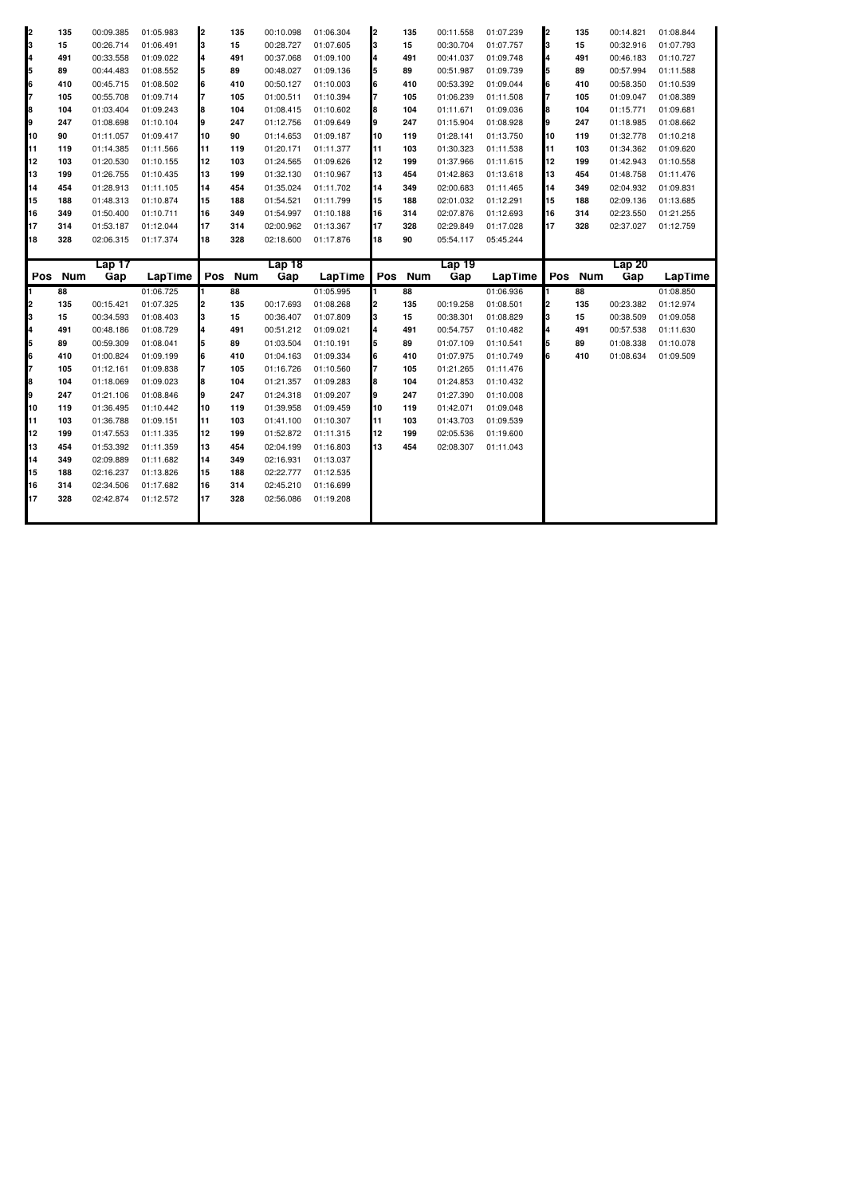| Pos | Num | Gap | LapTime | Pos | Num | Gap | LapTime | Pos | Num | Gap | LapTime | Pos | Num | Gap | LapTime |
|---|---|---|---|---|---|---|---|---|---|---|---|---|---|---|---|
| 2 | 135 | 00:09.385 | 01:05.983 | 2 | 135 | 00:10.098 | 01:06.304 | 2 | 135 | 00:11.558 | 01:07.239 | 2 | 135 | 00:14.821 | 01:08.844 |
| 3 | 15 | 00:26.714 | 01:06.491 | 3 | 15 | 00:28.727 | 01:07.605 | 3 | 15 | 00:30.704 | 01:07.757 | 3 | 15 | 00:32.916 | 01:07.793 |
| 4 | 491 | 00:33.558 | 01:09.022 | 4 | 491 | 00:37.068 | 01:09.100 | 4 | 491 | 00:41.037 | 01:09.748 | 4 | 491 | 00:46.183 | 01:10.727 |
| 5 | 89 | 00:44.483 | 01:08.552 | 5 | 89 | 00:48.027 | 01:09.136 | 5 | 89 | 00:51.987 | 01:09.739 | 5 | 89 | 00:57.994 | 01:11.588 |
| 6 | 410 | 00:45.715 | 01:08.502 | 6 | 410 | 00:50.127 | 01:10.003 | 6 | 410 | 00:53.392 | 01:09.044 | 6 | 410 | 00:58.350 | 01:10.539 |
| 7 | 105 | 00:55.708 | 01:09.714 | 7 | 105 | 01:00.511 | 01:10.394 | 7 | 105 | 01:06.239 | 01:11.508 | 7 | 105 | 01:09.047 | 01:08.389 |
| 8 | 104 | 01:03.404 | 01:09.243 | 8 | 104 | 01:08.415 | 01:10.602 | 8 | 104 | 01:11.671 | 01:09.036 | 8 | 104 | 01:15.771 | 01:09.681 |
| 9 | 247 | 01:08.698 | 01:10.104 | 9 | 247 | 01:12.756 | 01:09.649 | 9 | 247 | 01:15.904 | 01:08.928 | 9 | 247 | 01:18.985 | 01:08.662 |
| 10 | 90 | 01:11.057 | 01:09.417 | 10 | 90 | 01:14.653 | 01:09.187 | 10 | 119 | 01:28.141 | 01:13.750 | 10 | 119 | 01:32.778 | 01:10.218 |
| 11 | 119 | 01:14.385 | 01:11.566 | 11 | 119 | 01:20.171 | 01:11.377 | 11 | 103 | 01:30.323 | 01:11.538 | 11 | 103 | 01:34.362 | 01:09.620 |
| 12 | 103 | 01:20.530 | 01:10.155 | 12 | 103 | 01:24.565 | 01:09.626 | 12 | 199 | 01:37.966 | 01:11.615 | 12 | 199 | 01:42.943 | 01:10.558 |
| 13 | 199 | 01:26.755 | 01:10.435 | 13 | 199 | 01:32.130 | 01:10.967 | 13 | 454 | 01:42.863 | 01:13.618 | 13 | 454 | 01:48.758 | 01:11.476 |
| 14 | 454 | 01:28.913 | 01:11.105 | 14 | 454 | 01:35.024 | 01:11.702 | 14 | 349 | 02:00.683 | 01:11.465 | 14 | 349 | 02:04.932 | 01:09.831 |
| 15 | 188 | 01:48.313 | 01:10.874 | 15 | 188 | 01:54.521 | 01:11.799 | 15 | 188 | 02:01.032 | 01:12.291 | 15 | 188 | 02:09.136 | 01:13.685 |
| 16 | 349 | 01:50.400 | 01:10.711 | 16 | 349 | 01:54.997 | 01:10.188 | 16 | 314 | 02:07.876 | 01:12.693 | 16 | 314 | 02:23.550 | 01:21.255 |
| 17 | 314 | 01:53.187 | 01:12.044 | 17 | 314 | 02:00.962 | 01:13.367 | 17 | 328 | 02:29.849 | 01:17.028 | 17 | 328 | 02:37.027 | 01:12.759 |
| 18 | 328 | 02:06.315 | 01:17.374 | 18 | 328 | 02:18.600 | 01:17.876 | 18 | 90 | 05:54.117 | 05:45.244 | | | | |

| | | Lap 17 | | | | Lap 18 | | | | Lap 19 | | | | Lap 20 | |
|---|---|---|---|---|---|---|---|---|---|---|---|---|---|---|---|
| Pos | Num | Gap | LapTime | Pos | Num | Gap | LapTime | Pos | Num | Gap | LapTime | Pos | Num | Gap | LapTime |
| 1 | 88 | | 01:06.725 | 1 | 88 | | 01:05.995 | 1 | 88 | | 01:06.936 | 1 | 88 | | 01:08.850 |
| 2 | 135 | 00:15.421 | 01:07.325 | 2 | 135 | 00:17.693 | 01:08.268 | 2 | 135 | 00:19.258 | 01:08.501 | 2 | 135 | 00:23.382 | 01:12.974 |
| 3 | 15 | 00:34.593 | 01:08.403 | 3 | 15 | 00:36.407 | 01:07.809 | 3 | 15 | 00:38.301 | 01:08.829 | 3 | 15 | 00:38.509 | 01:09.058 |
| 4 | 491 | 00:48.186 | 01:08.729 | 4 | 491 | 00:51.212 | 01:09.021 | 4 | 491 | 00:54.757 | 01:10.482 | 4 | 491 | 00:57.538 | 01:11.630 |
| 5 | 89 | 00:59.309 | 01:08.041 | 5 | 89 | 01:03.504 | 01:10.191 | 5 | 89 | 01:07.109 | 01:10.541 | 5 | 89 | 01:08.338 | 01:10.078 |
| 6 | 410 | 01:00.824 | 01:09.199 | 6 | 410 | 01:04.163 | 01:09.334 | 6 | 410 | 01:07.975 | 01:10.749 | 6 | 410 | 01:08.634 | 01:09.509 |
| 7 | 105 | 01:12.161 | 01:09.838 | 7 | 105 | 01:16.726 | 01:10.560 | 7 | 105 | 01:21.265 | 01:11.476 | | | | |
| 8 | 104 | 01:18.069 | 01:09.023 | 8 | 104 | 01:21.357 | 01:09.283 | 8 | 104 | 01:24.853 | 01:10.432 | | | | |
| 9 | 247 | 01:21.106 | 01:08.846 | 9 | 247 | 01:24.318 | 01:09.207 | 9 | 247 | 01:27.390 | 01:10.008 | | | | |
| 10 | 119 | 01:36.495 | 01:10.442 | 10 | 119 | 01:39.958 | 01:09.459 | 10 | 119 | 01:42.071 | 01:09.048 | | | | |
| 11 | 103 | 01:36.788 | 01:09.151 | 11 | 103 | 01:41.100 | 01:10.307 | 11 | 103 | 01:43.703 | 01:09.539 | | | | |
| 12 | 199 | 01:47.553 | 01:11.335 | 12 | 199 | 01:52.872 | 01:11.315 | 12 | 199 | 02:05.536 | 01:19.600 | | | | |
| 13 | 454 | 01:53.392 | 01:11.359 | 13 | 454 | 02:04.199 | 01:16.803 | 13 | 454 | 02:08.307 | 01:11.043 | | | | |
| 14 | 349 | 02:09.889 | 01:11.682 | 14 | 349 | 02:16.931 | 01:13.037 | | | | | | | | |
| 15 | 188 | 02:16.237 | 01:13.826 | 15 | 188 | 02:22.777 | 01:12.535 | | | | | | | | |
| 16 | 314 | 02:34.506 | 01:17.682 | 16 | 314 | 02:45.210 | 01:16.699 | | | | | | | | |
| 17 | 328 | 02:42.874 | 01:12.572 | 17 | 328 | 02:56.086 | 01:19.208 | | | | | | | | |